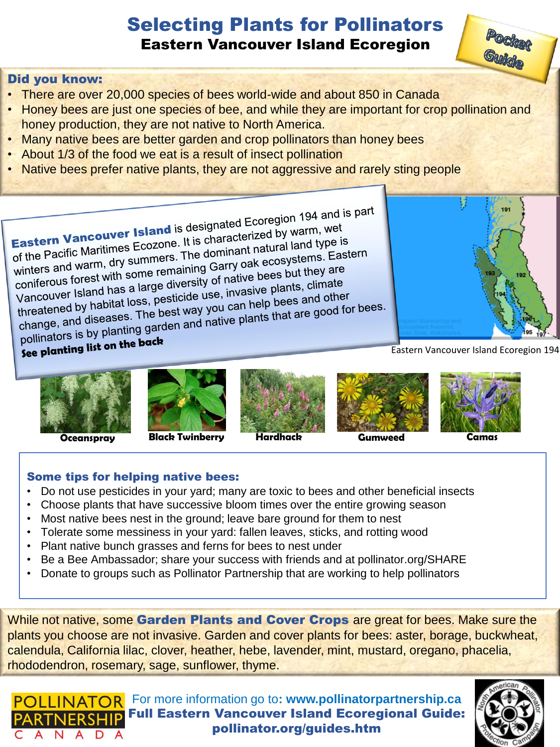# Selecting Plants for Pollinators

## Eastern Vancouver Island Ecoregion

Pocket Guide

### Did you know:

- There are over 20,000 species of bees world-wide and about 850 in Canada
- Honey bees are just one species of bee, and while they are important for crop pollination and honey production, they are not native to North America.
- Many native bees are better garden and crop pollinators than honey bees
- About 1/3 of the food we eat is a result of insect pollination
- Native bees prefer native plants, they are not aggressive and rarely sting people

**Eastern Vancouver Island** is designated Ecoregion 194 and is part of the Pacific Maritimes Ecozone. It is characterized by warm, wet winters and warm, dry summers. The dominant natural land type is coniferous forest with some remaining Garry oak ecosystems. Eastern Vancouver Island has a large diversity of native bees but they are threatened by habitat loss, pesticide use, invasive plants, climate change, and diseases. The best way you can help bees and other pollinators is by planting garden and native plants that are good for bees.

**See planting list on the back**

Eastern Vancouver Island Ecoregion 194

Oceanspray | Black Twinberry | Hardhack | Gumweed | Camas

### Some tips for helping native bees:

- Do not use pesticides in your yard; many are toxic to bees and other beneficial insects
- Choose plants that have successive bloom times over the entire growing season
- Most native bees nest in the ground; leave bare ground for them to nest
- Tolerate some messiness in your yard: fallen leaves, sticks, and rotting wood
- Plant native bunch grasses and ferns for bees to nest under
- Be a Bee Ambassador; share your success with friends and at pollinator.org/SHARE
- Donate to groups such as Pollinator Partnership that are working to help pollinators

While not native, some **Garden Plants and Cover Crops** are great for bees. Make sure the plants you choose are not invasive. Garden and cover plants for bees: aster, borage, buckwheat, calendula, California lilac, clover, heather, hebe, lavender, mint, mustard, oregano, phacelia, rhododendron, rosemary, sage, sunflower, thyme.

POLLINATOR PARTNERSHIP CANADA

For more information go to**: www.pollinatorpartnership.ca**

**Full Eastern Vancouver Island Ecoregional Guide: pollinator.org/guides.htm**

North American Pollinator Protection Campaign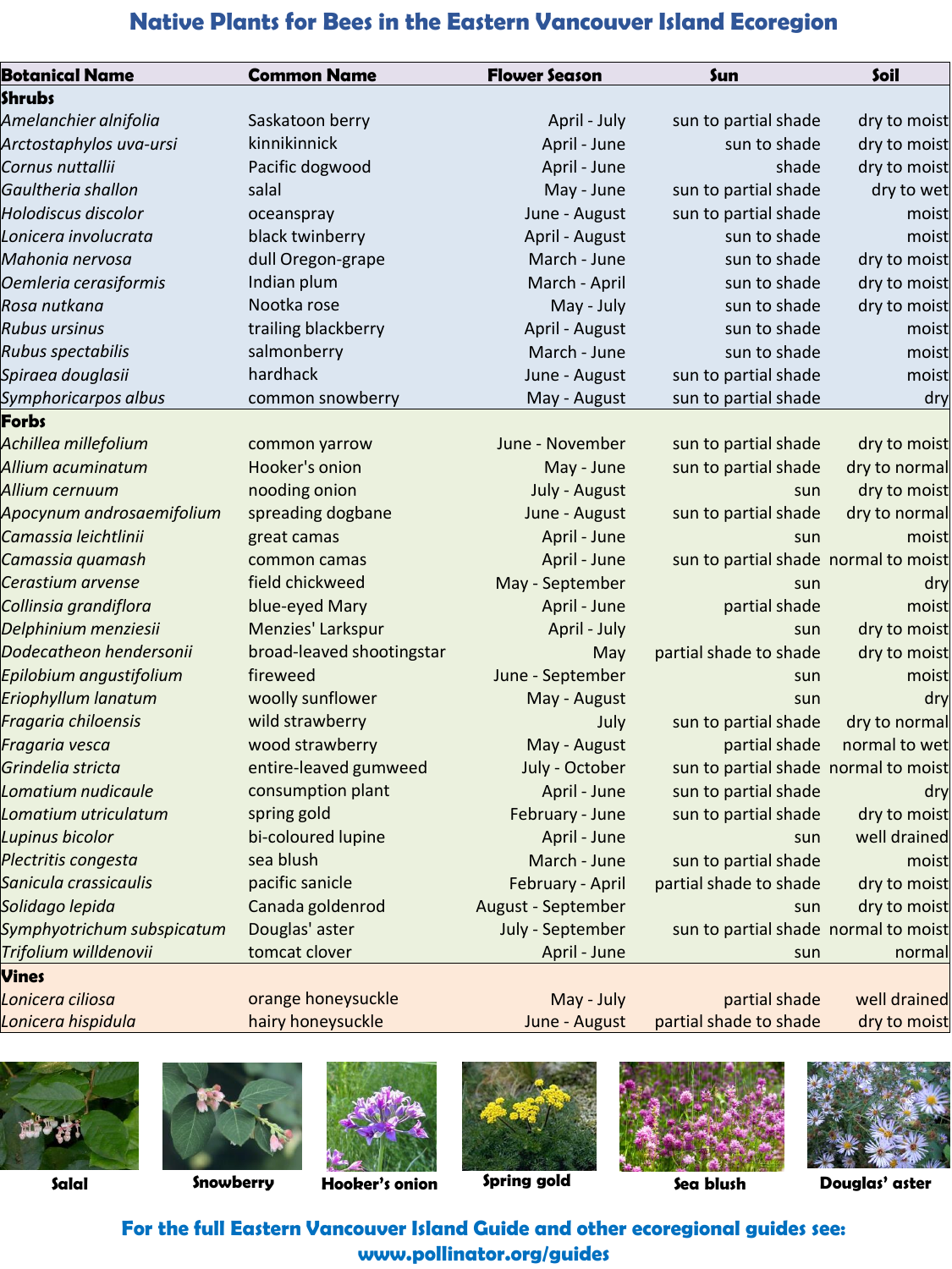# Native Plants for Bees in the Eastern Vancouver Island Ecoregion

| Botanical Name | Common Name | Flower Season | Sun | Soil |
|---|---|---|---|---|
| **Shrubs** | | | | |
| *Amelanchier alnifolia* | Saskatoon berry | April - July | sun to partial shade | dry to moist |
| *Arctostaphylos uva-ursi* | kinnikinnick | April - June | sun to shade | dry to moist |
| *Cornus nuttallii* | Pacific dogwood | April - June | shade | dry to moist |
| *Gaultheria shallon* | salal | May - June | sun to partial shade | dry to wet |
| *Holodiscus discolor* | oceanspray | June - August | sun to partial shade | moist |
| *Lonicera involucrata* | black twinberry | April - August | sun to shade | moist |
| *Mahonia nervosa* | dull Oregon-grape | March - June | sun to shade | dry to moist |
| *Oemleria cerasiformis* | Indian plum | March - April | sun to shade | dry to moist |
| *Rosa nutkana* | Nootka rose | May - July | sun to shade | dry to moist |
| *Rubus ursinus* | trailing blackberry | April - August | sun to shade | moist |
| *Rubus spectabilis* | salmonberry | March - June | sun to shade | moist |
| *Spiraea douglasii* | hardhack | June - August | sun to partial shade | moist |
| *Symphoricarpos albus* | common snowberry | May - August | sun to partial shade | dry |
| **Forbs** | | | | |
| *Achillea millefolium* | common yarrow | June - November | sun to partial shade | dry to moist |
| *Allium acuminatum* | Hooker's onion | May - June | sun to partial shade | dry to normal |
| *Allium cernuum* | nooding onion | July - August | sun | dry to moist |
| *Apocynum androsaemifolium* | spreading dogbane | June - August | sun to partial shade | dry to normal |
| *Camassia leichtlinii* | great camas | April - June | sun | moist |
| *Camassia quamash* | common camas | April - June | sun to partial shade | normal to moist |
| *Cerastium arvense* | field chickweed | May - September | sun | dry |
| *Collinsia grandiflora* | blue-eyed Mary | April - June | partial shade | moist |
| *Delphinium menziesii* | Menzies' Larkspur | April - July | sun | dry to moist |
| *Dodecatheon hendersonii* | broad-leaved shootingstar | May | partial shade to shade | dry to moist |
| *Epilobium angustifolium* | fireweed | June - September | sun | moist |
| *Eriophyllum lanatum* | woolly sunflower | May - August | sun | dry |
| *Fragaria chiloensis* | wild strawberry | July | sun to partial shade | dry to normal |
| *Fragaria vesca* | wood strawberry | May - August | partial shade | normal to wet |
| *Grindelia stricta* | entire-leaved gumweed | July - October | sun to partial shade | normal to moist |
| *Lomatium nudicaule* | consumption plant | April - June | sun to partial shade | dry |
| *Lomatium utriculatum* | spring gold | February - June | sun to partial shade | dry to moist |
| *Lupinus bicolor* | bi-coloured lupine | April - June | sun | well drained |
| *Plectritis congesta* | sea blush | March - June | sun to partial shade | moist |
| *Sanicula crassicaulis* | pacific sanicle | February - April | partial shade to shade | dry to moist |
| *Solidago lepida* | Canada goldenrod | August - September | sun | dry to moist |
| *Symphyotrichum subspicatum* | Douglas' aster | July - September | sun to partial shade | normal to moist |
| *Trifolium willdenovii* | tomcat clover | April - June | sun | normal |
| **Vines** | | | | |
| *Lonicera ciliosa* | orange honeysuckle | May - July | partial shade | well drained |
| *Lonicera hispidula* | hairy honeysuckle | June - August | partial shade to shade | dry to moist |

Salal

Snowberry

Hooker's onion

Spring gold

Sea blush

Douglas' aster

**For the full Eastern Vancouver Island Guide and other ecoregional guides see: www.pollinator.org/guides**